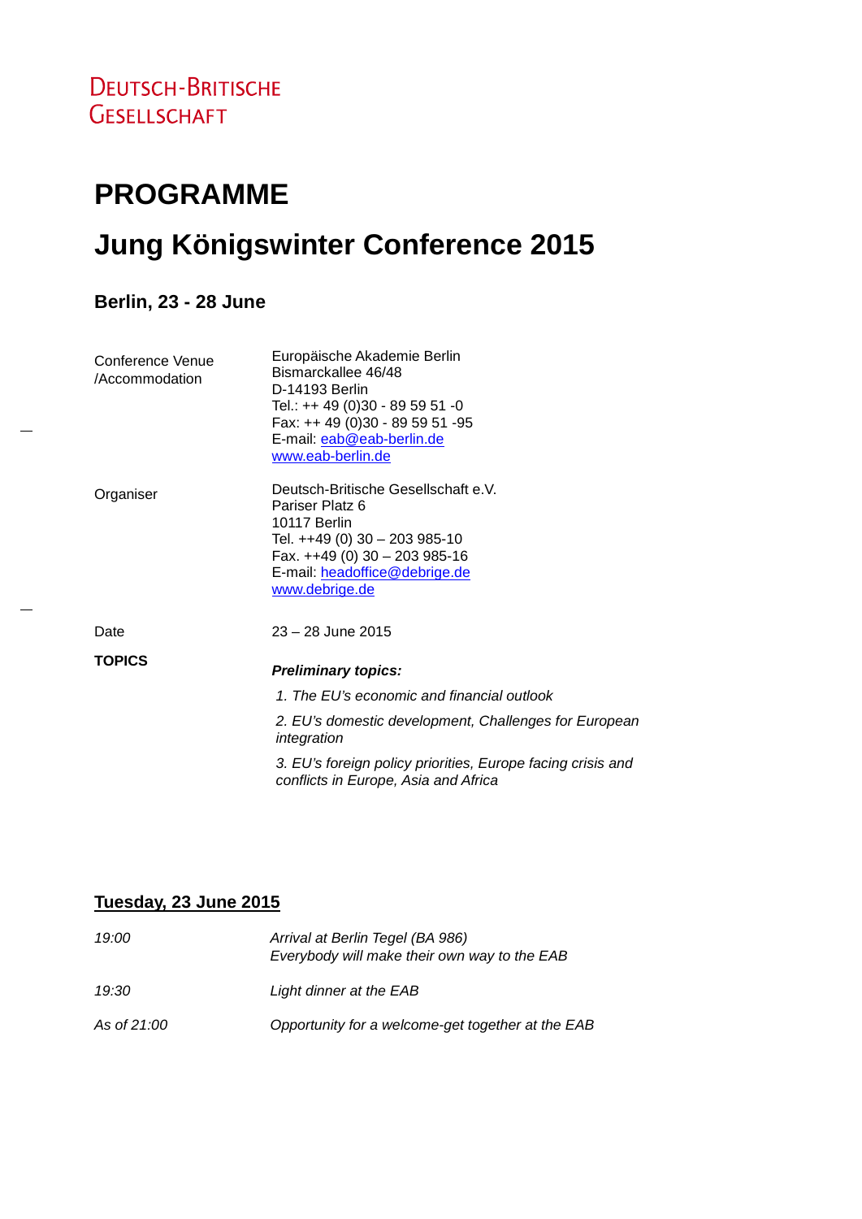Deutsch-Britische Gesellschaft

# PROGRAMME

# Jung Königswinter Conference 2015

### Berlin, 23 - 28 June

| | |
|---|---|
| Conference Venue /Accommodation | Europäische Akademie Berlin<br>Bismarckallee 46/48<br>D-14193 Berlin<br>Tel.: ++ 49 (0)30 - 89 59 51 -0<br>Fax: ++ 49 (0)30 - 89 59 51 -95<br>E-mail: eab@eab-berlin.de<br>www.eab-berlin.de |
| Organiser | Deutsch-Britische Gesellschaft e.V.<br>Pariser Platz 6<br>10117 Berlin<br>Tel. ++49 (0) 30 – 203 985-10<br>Fax. ++49 (0) 30 – 203 985-16<br>E-mail: headoffice@debrige.de<br>www.debrige.de |
| Date | 23 – 28 June 2015 |

**TOPICS**

***Preliminary topics:***

*1. The EU's economic and financial outlook*

*2. EU's domestic development, Challenges for European integration*

*3. EU's foreign policy priorities, Europe facing crisis and conflicts in Europe, Asia and Africa*

## <u>Tuesday, 23 June 2015</u>

| | |
|---|---|
| *19:00* | *Arrival at Berlin Tegel (BA 986)*<br>*Everybody will make their own way to the EAB* |
| *19:30* | *Light dinner at the EAB* |
| *As of 21:00* | *Opportunity for a welcome-get together at the EAB* |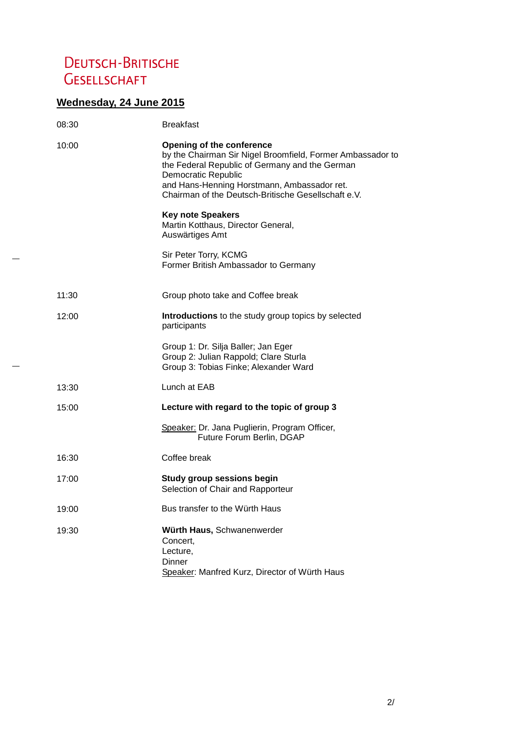Deutsch-Britische Gesellschaft

## Wednesday, 24 June 2015

| | |
|---|---|
| 08:30 | Breakfast |
| 10:00 | **Opening of the conference**<br>by the Chairman Sir Nigel Broomfield, Former Ambassador to the Federal Republic of Germany and the German Democratic Republic<br>and Hans-Henning Horstmann, Ambassador ret.<br>Chairman of the Deutsch-Britische Gesellschaft e.V.<br><br>**Key note Speakers**<br>Martin Kotthaus, Director General,<br>Auswärtiges Amt<br><br>Sir Peter Torry, KCMG<br>Former British Ambassador to Germany |
| 11:30 | Group photo take and Coffee break |
| 12:00 | **Introductions** to the study group topics by selected participants<br><br>Group 1: Dr. Silja Baller; Jan Eger<br>Group 2: Julian Rappold; Clare Sturla<br>Group 3: Tobias Finke; Alexander Ward |
| 13:30 | Lunch at EAB |
| 15:00 | **Lecture with regard to the topic of group 3**<br><br>Speaker: Dr. Jana Puglierin, Program Officer,<br>Future Forum Berlin, DGAP |
| 16:30 | Coffee break |
| 17:00 | **Study group sessions begin**<br>Selection of Chair and Rapporteur |
| 19:00 | Bus transfer to the Würth Haus |
| 19:30 | **Würth Haus,** Schwanenwerder<br>Concert,<br>Lecture,<br>Dinner<br>Speaker: Manfred Kurz, Director of Würth Haus |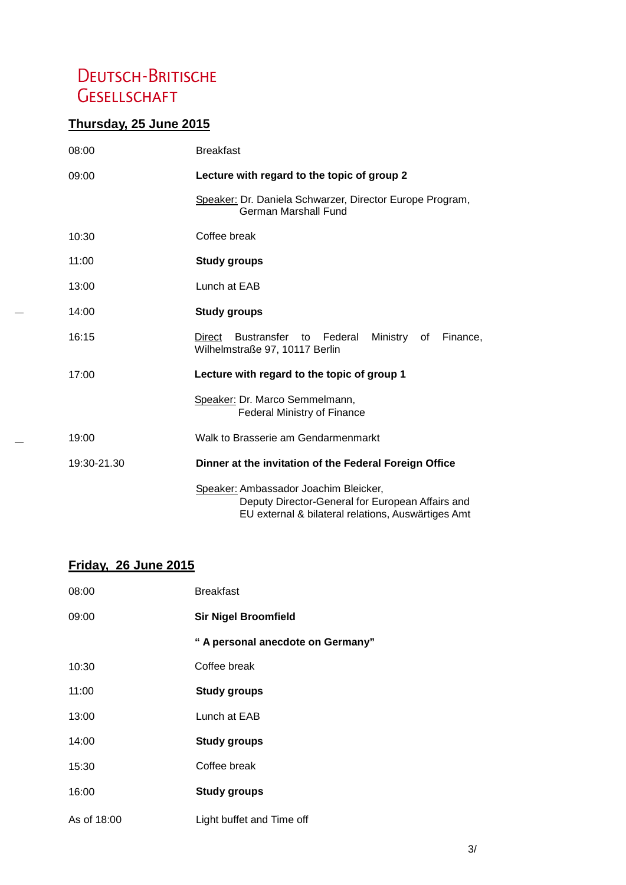# Deutsch-Britische Gesellschaft

## Thursday, 25 June 2015

| | |
|---|---|
| 08:00 | Breakfast |
| 09:00 | **Lecture with regard to the topic of group 2** |
| | Speaker: Dr. Daniela Schwarzer, Director Europe Program, German Marshall Fund |
| 10:30 | Coffee break |
| 11:00 | **Study groups** |
| 13:00 | Lunch at EAB |
| 14:00 | **Study groups** |
| 16:15 | Direct Bustransfer to Federal Ministry of Finance, Wilhelmstraße 97, 10117 Berlin |
| 17:00 | **Lecture with regard to the topic of group 1** |
| | Speaker: Dr. Marco Semmelmann, Federal Ministry of Finance |
| 19:00 | Walk to Brasserie am Gendarmenmarkt |
| 19:30-21.30 | **Dinner at the invitation of the Federal Foreign Office** |
| | Speaker: Ambassador Joachim Bleicker, Deputy Director-General for European Affairs and EU external & bilateral relations, Auswärtiges Amt |

## Friday, 26 June 2015

| | |
|---|---|
| 08:00 | Breakfast |
| 09:00 | **Sir Nigel Broomfield** |
| | **" A personal anecdote on Germany"** |
| 10:30 | Coffee break |
| 11:00 | **Study groups** |
| 13:00 | Lunch at EAB |
| 14:00 | **Study groups** |
| 15:30 | Coffee break |
| 16:00 | **Study groups** |
| As of 18:00 | Light buffet and Time off |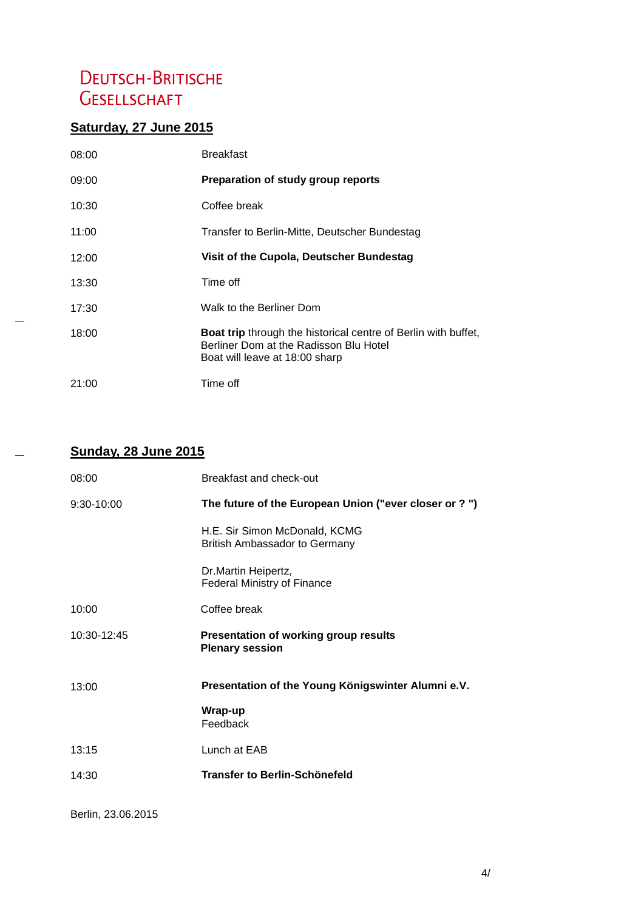Deutsch-Britische Gesellschaft

## Saturday, 27 June 2015

| | |
|---|---|
| 08:00 | Breakfast |
| 09:00 | **Preparation of study group reports** |
| 10:30 | Coffee break |
| 11:00 | Transfer to Berlin-Mitte, Deutscher Bundestag |
| 12:00 | **Visit of the Cupola, Deutscher Bundestag** |
| 13:30 | Time off |
| 17:30 | Walk to the Berliner Dom |
| 18:00 | **Boat trip** through the historical centre of Berlin with buffet, Berliner Dom at the Radisson Blu Hotel<br>Boat will leave at 18:00 sharp |
| 21:00 | Time off |

## Sunday, 28 June 2015

| | |
|---|---|
| 08:00 | Breakfast and check-out |
| 9:30-10:00 | **The future of the European Union ("ever closer or ? ")**<br><br>H.E. Sir Simon McDonald, KCMG<br>British Ambassador to Germany<br><br>Dr.Martin Heipertz,<br>Federal Ministry of Finance |
| 10:00 | Coffee break |
| 10:30-12:45 | **Presentation of working group results**<br>**Plenary session** |
| 13:00 | **Presentation of the Young Königswinter Alumni e.V.**<br><br>**Wrap-up**<br>Feedback |
| 13:15 | Lunch at EAB |
| 14:30 | **Transfer to Berlin-Schönefeld** |

Berlin, 23.06.2015